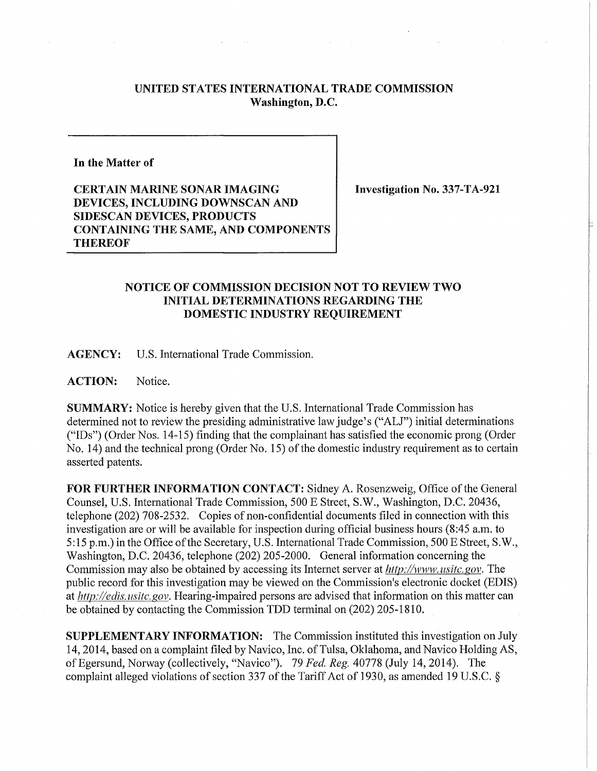**UNITED STATES INTERNATIONAL TRADE COMMISSION**
**Washington, D.C.**

| In the Matter of CERTAIN MARINE SONAR IMAGING DEVICES, INCLUDING DOWNSCAN AND SIDESCAN DEVICES, PRODUCTS CONTAINING THE SAME, AND COMPONENTS THEREOF | Investigation No. 337-TA-921 |
|---|---|

## NOTICE OF COMMISSION DECISION NOT TO REVIEW TWO INITIAL DETERMINATIONS REGARDING THE DOMESTIC INDUSTRY REQUIREMENT

**AGENCY:** U.S. International Trade Commission.

**ACTION:** Notice.

**SUMMARY:** Notice is hereby given that the U.S. International Trade Commission has determined not to review the presiding administrative law judge's ("ALJ") initial determinations ("IDs") (Order Nos. 14-15) finding that the complainant has satisfied the economic prong (Order No. 14) and the technical prong (Order No. 15) of the domestic industry requirement as to certain asserted patents.

**FOR FURTHER INFORMATION CONTACT:** Sidney A. Rosenzweig, Office of the General Counsel, U.S. International Trade Commission, 500 E Street, S.W., Washington, D.C. 20436, telephone (202) 708-2532. Copies of non-confidential documents filed in connection with this investigation are or will be available for inspection during official business hours (8:45 a.m. to 5:15 p.m.) in the Office of the Secretary, U.S. International Trade Commission, 500 E Street, S.W., Washington, D.C. 20436, telephone (202) 205-2000. General information concerning the Commission may also be obtained by accessing its Internet server at *http://www.usitc.gov*. The public record for this investigation may be viewed on the Commission's electronic docket (EDIS) at *http://edis.usitc.gov*. Hearing-impaired persons are advised that information on this matter can be obtained by contacting the Commission TDD terminal on (202) 205-1810.

**SUPPLEMENTARY INFORMATION:** The Commission instituted this investigation on July 14, 2014, based on a complaint filed by Navico, Inc. of Tulsa, Oklahoma, and Navico Holding AS, of Egersund, Norway (collectively, "Navico"). 79 *Fed. Reg.* 40778 (July 14, 2014). The complaint alleged violations of section 337 of the Tariff Act of 1930, as amended 19 U.S.C. §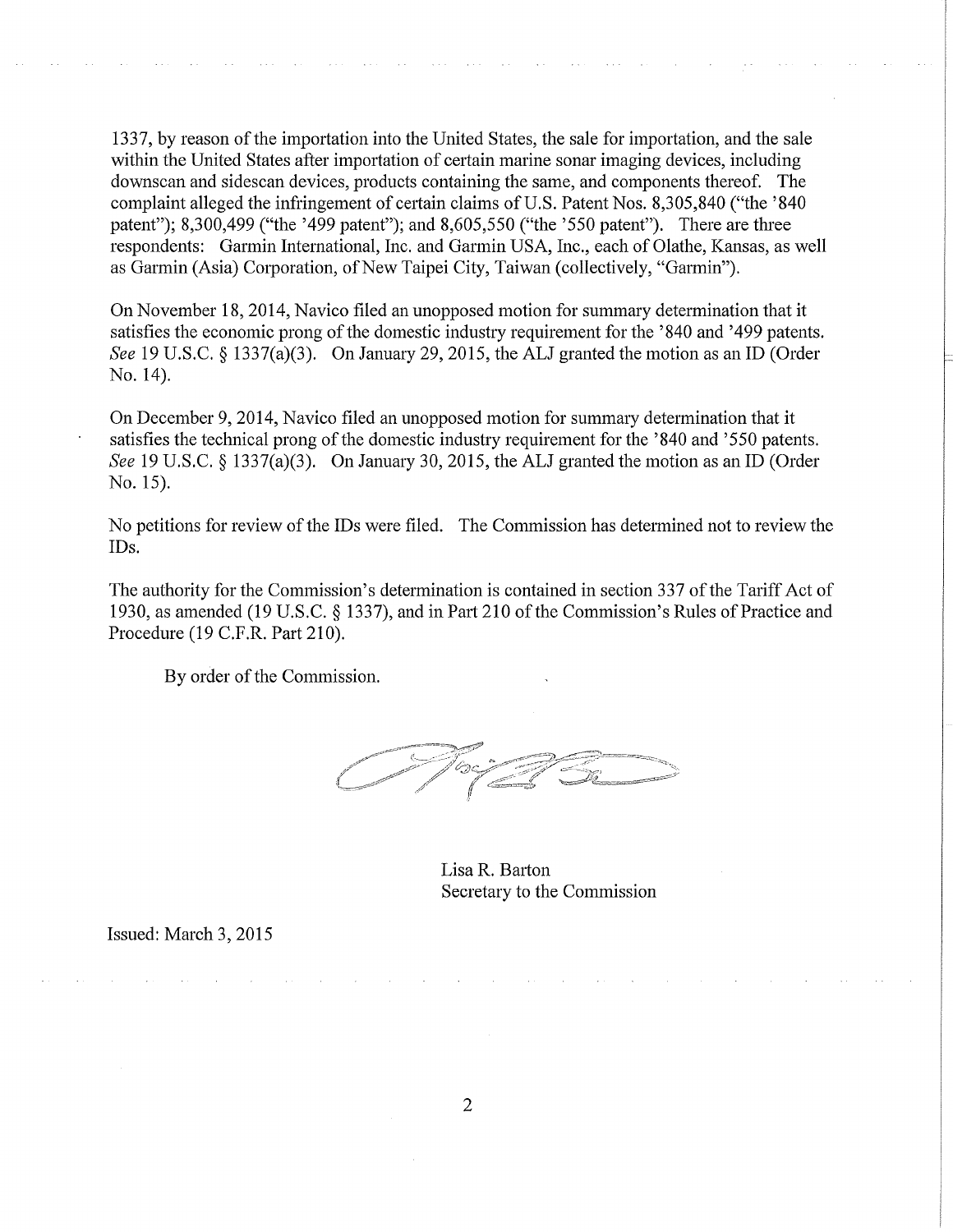1337, by reason of the importation into the United States, the sale for importation, and the sale within the United States after importation of certain marine sonar imaging devices, including downscan and sidescan devices, products containing the same, and components thereof. The complaint alleged the infringement of certain claims of U.S. Patent Nos. 8,305,840 ("the '840 patent"); 8,300,499 ("the '499 patent"); and 8,605,550 ("the '550 patent"). There are three respondents: Garmin International, Inc. and Garmin USA, Inc., each of Olathe, Kansas, as well as Garmin (Asia) Corporation, of New Taipei City, Taiwan (collectively, "Garmin").

On November 18, 2014, Navico filed an unopposed motion for summary determination that it satisfies the economic prong of the domestic industry requirement for the '840 and '499 patents. *See* 19 U.S.C. § 1337(a)(3). On January 29, 2015, the ALJ granted the motion as an ID (Order No. 14).

On December 9, 2014, Navico filed an unopposed motion for summary determination that it satisfies the technical prong of the domestic industry requirement for the '840 and '550 patents. *See* 19 U.S.C. § 1337(a)(3). On January 30, 2015, the ALJ granted the motion as an ID (Order No. 15).

No petitions for review of the IDs were filed. The Commission has determined not to review the IDs.

The authority for the Commission's determination is contained in section 337 of the Tariff Act of 1930, as amended (19 U.S.C. § 1337), and in Part 210 of the Commission's Rules of Practice and Procedure (19 C.F.R. Part 210).

By order of the Commission.

Lisa R. Barton
Secretary to the Commission

Issued: March 3, 2015